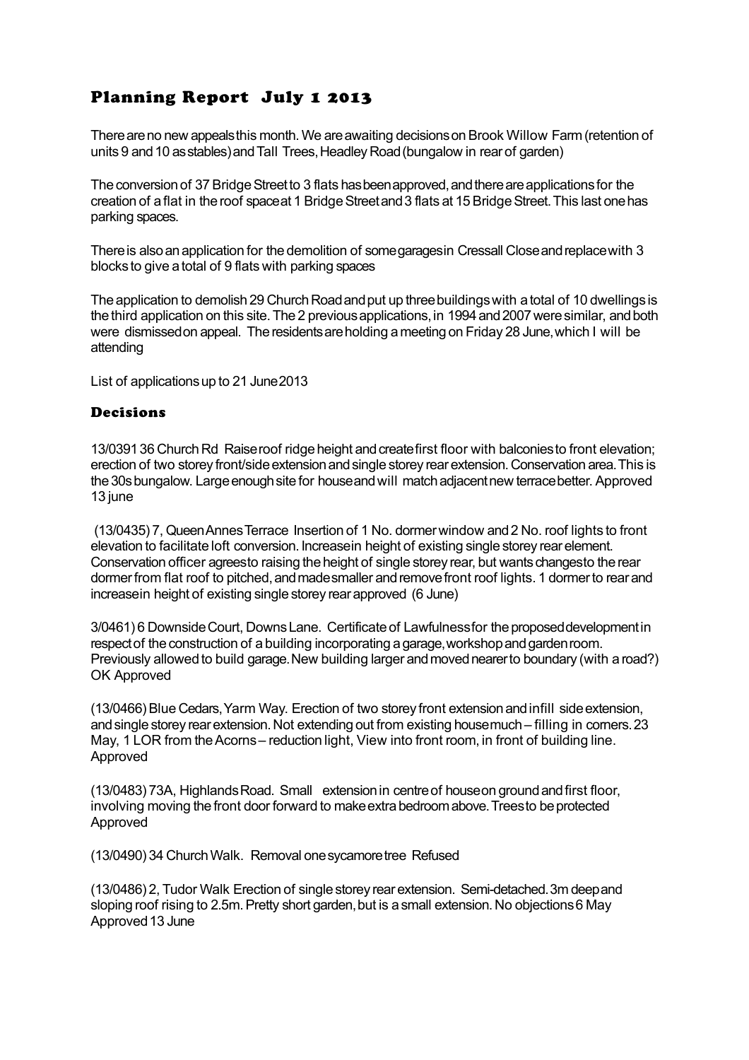# Planning Report July 1 2013

There are no new appeals this month. We are awaiting decisions on Brook Willow Farm (retention of units 9 and 10 as stables) and Tall Trees, Headley Road (bungalow in rear of garden)

The conversion of 37 Bridge Street to 3 flats has been approved, and there are applications for the creation of a flat in the roof space at 1 Bridge Street and 3 flats at 15 Bridge Street. This last one has parking spaces.

There is also an application for the demolition of some garages in Cressall Close and replace with 3 blocks to give a total of 9 flats with parking spaces

The application to demolish 29 Church Road and put up three buildings with a total of 10 dwellings is the third application on this site. The 2 previous applications, in 1994 and 2007 were similar, and both were dismissed on appeal. The residents are holding a meeting on Friday 28 June, which I will be attending

List of applications up to 21 June 2013

## Decisions

13/0391 36 Church Rd Raise roof ridge height and create first floor with balconies to front elevation; erection of two storey front/side extension and single storey rear extension. Conservation area. This is the 30s bungalow. Large enough site for house and will match adjacent new terrace better. Approved 13 june

(13/0435) 7, Queen Annes Terrace Insertion of 1 No. dormer window and 2 No. roof lights to front elevation to facilitate loft conversion. Increase in height of existing single storey rear element. Conservation officer agrees to raising the height of single storey rear, but wants changes to the rear dormer from flat roof to pitched, and made smaller and remove front roof lights. 1 dormer to rear and increase in height of existing single storey rear approved (6 June)

3/0461) 6 Downside Court, Downs Lane. Certificate of Lawfulness for the proposed development in respect of the construction of a building incorporating a garage, workshop and garden room. Previously allowed to build garage. New building larger and moved nearer to boundary (with a road?) OK Approved

(13/0466) Blue Cedars, Yarm Way. Erection of two storey front extension and infill side extension, and single storey rear extension. Not extending out from existing house much – filling in corners. 23 May, 1 LOR from the Acorns – reduction light, View into front room, in front of building line. Approved

(13/0483) 73A, Highlands Road. Small extension in centre of house on ground and first floor, involving moving the front door forward to make extra bedroom above. Trees to be protected Approved

(13/0490) 34 Church Walk. Removal one sycamore tree Refused

(13/0486) 2, Tudor Walk Erection of single storey rear extension. Semi-detached. 3m deep and sloping roof rising to 2.5m. Pretty short garden, but is a small extension. No objections 6 May Approved 13 June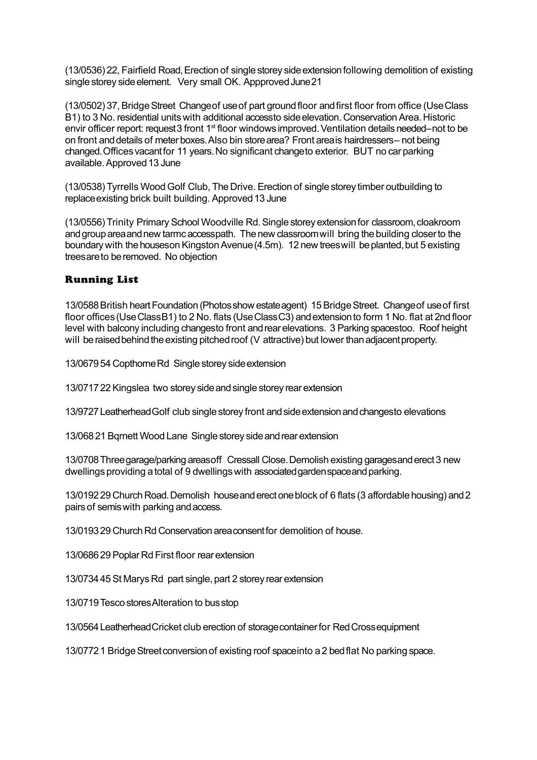(13/0536) 22, Fairfield Road, Erection of single storey side extension following demolition of existing single storey side element. Very small OK. Appproved June 21

(13/0502) 37, Bridge Street Change of use of part ground floor and first floor from office (Use Class B1) to 3 No. residential units with additional access to side elevation. Conservation Area. Historic envir officer report: request 3 front 1st floor windows improved. Ventilation details needed – not to be on front and details of meter boxes. Also bin store area? Front area is hairdressers – not being changed. Offices vacant for 11 years. No significant change to exterior. BUT no car parking available. Approved 13 June

(13/0538) Tyrrells Wood Golf Club, The Drive. Erection of single storey timber outbuilding to replace existing brick built building. Approved 13 June

(13/0556) Trinity Primary School Woodville Rd. Single storey extension for classroom, cloakroom and group area and new tarmc access path. The new classroom will bring the building closer to the boundary with the houses on Kingston Avenue (4.5m). 12 new trees will be planted, but 5 existing trees are to be removed. No objection

## Running List

13/0588 British heart Foundation (Photos show estate agent) 15 Bridge Street. Change of use of first floor offices (Use Class B1) to 2 No. flats (Use Class C3) and extension to form 1 No. flat at 2nd floor level with balcony including changes to front and rear elevations. 3 Parking spaces too. Roof height will be raised behind the existing pitched roof (V attractive) but lower than adjacent property.

13/0679 54 Copthorne Rd Single storey side extension

13/0717 22 Kingslea two storey side and single storey rear extension

13/9727 Leatherhead Golf club single storey front and side extension and changes to elevations

13/068 21 Bqrnett Wood Lane Single storey side and rear extension

13/0708 Three garage/parking areas off Cressall Close. Demolish existing garages and erect 3 new dwellings providing a total of 9 dwellings with associated garden space and parking.

13/0192 29 Church Road. Demolish house and erect one block of 6 flats (3 affordable housing) and 2 pairs of semis with parking and access.

13/0193 29 Church Rd Conservation area consent for demolition of house.

13/0686 29 Poplar Rd First floor rear extension

13/0734 45 St Marys Rd part single, part 2 storey rear extension

13/0719 Tesco stores Alteration to bus stop

13/0564 Leatherhead Cricket club erection of storage container for Red Cross equipment

13/0772 1 Bridge Street conversion of existing roof space into a 2 bed flat No parking space.